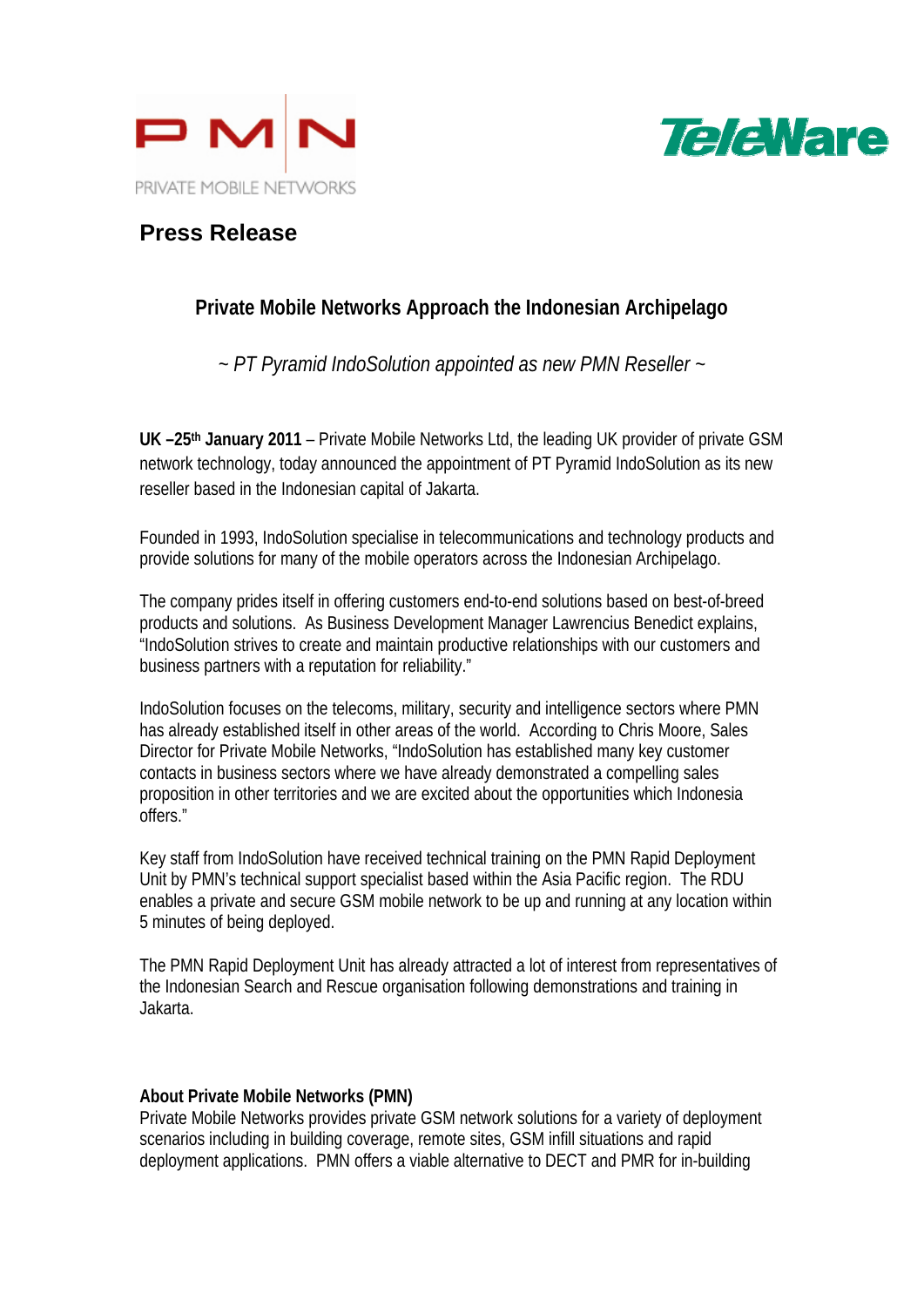PMN
PRIVATE MOBILE NETWORKS

TeleWare

# Press Release

## Private Mobile Networks Approach the Indonesian Archipelago

*~ PT Pyramid IndoSolution appointed as new PMN Reseller ~*

**UK –25th January 2011** – Private Mobile Networks Ltd, the leading UK provider of private GSM network technology, today announced the appointment of PT Pyramid IndoSolution as its new reseller based in the Indonesian capital of Jakarta.

Founded in 1993, IndoSolution specialise in telecommunications and technology products and provide solutions for many of the mobile operators across the Indonesian Archipelago.

The company prides itself in offering customers end-to-end solutions based on best-of-breed products and solutions. As Business Development Manager Lawrencius Benedict explains, "IndoSolution strives to create and maintain productive relationships with our customers and business partners with a reputation for reliability."

IndoSolution focuses on the telecoms, military, security and intelligence sectors where PMN has already established itself in other areas of the world. According to Chris Moore, Sales Director for Private Mobile Networks, "IndoSolution has established many key customer contacts in business sectors where we have already demonstrated a compelling sales proposition in other territories and we are excited about the opportunities which Indonesia offers."

Key staff from IndoSolution have received technical training on the PMN Rapid Deployment Unit by PMN's technical support specialist based within the Asia Pacific region. The RDU enables a private and secure GSM mobile network to be up and running at any location within 5 minutes of being deployed.

The PMN Rapid Deployment Unit has already attracted a lot of interest from representatives of the Indonesian Search and Rescue organisation following demonstrations and training in Jakarta.

**About Private Mobile Networks (PMN)**

Private Mobile Networks provides private GSM network solutions for a variety of deployment scenarios including in building coverage, remote sites, GSM infill situations and rapid deployment applications. PMN offers a viable alternative to DECT and PMR for in-building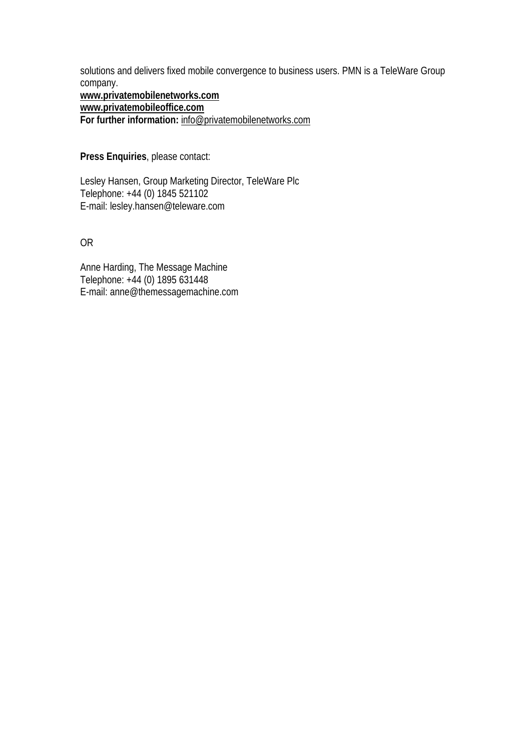solutions and delivers fixed mobile convergence to business users. PMN is a TeleWare Group company.
**www.privatemobilenetworks.com**
**www.privatemobileoffice.com**
**For further information:** info@privatemobilenetworks.com

**Press Enquiries**, please contact:

Lesley Hansen, Group Marketing Director, TeleWare Plc
Telephone: +44 (0) 1845 521102
E-mail: lesley.hansen@teleware.com

OR

Anne Harding, The Message Machine
Telephone: +44 (0) 1895 631448
E-mail: anne@themessagemachine.com